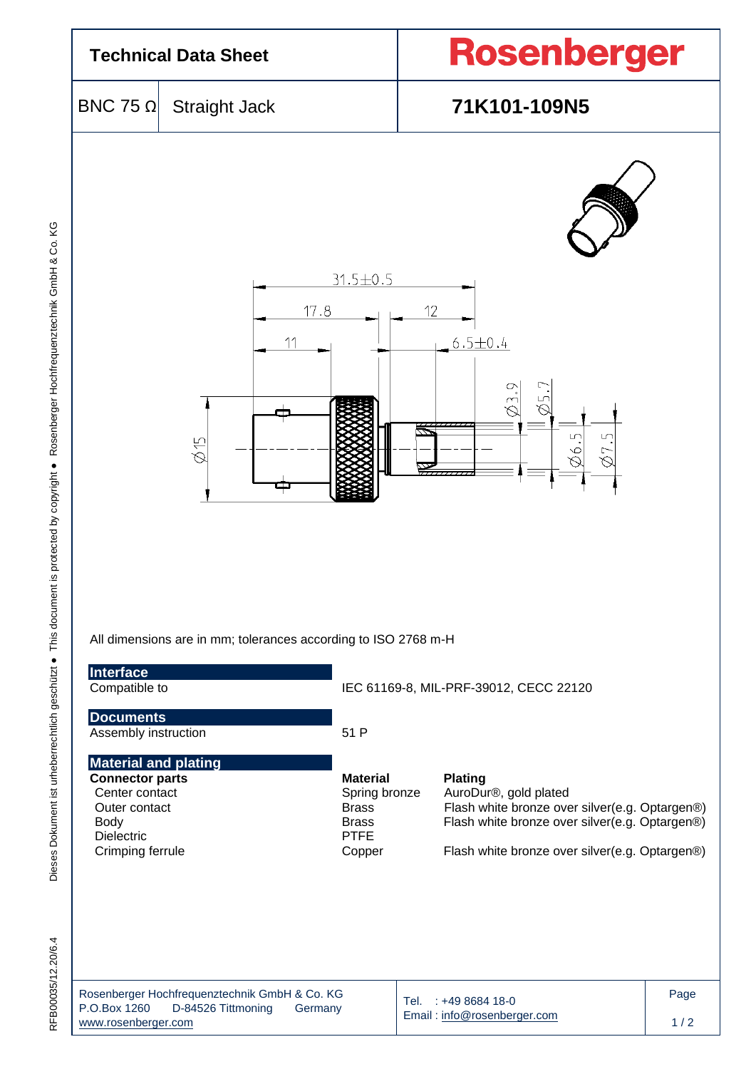# Technical Data Sheet

**Rosenberger**

| BNC 75 Ω | Straight Jack | **71K101-109N5** |
|---|---|---|

All dimensions are in mm; tolerances according to ISO 2768 m-H

## Interface

| | |
|---|---|
| Compatible to | IEC 61169-8, MIL-PRF-39012, CECC 22120 |

## Documents

| | |
|---|---|
| Assembly instruction | 51 P |

## Material and plating

| **Connector parts** | **Material** | **Plating** |
|---|---|---|
| Center contact | Spring bronze | AuroDur®, gold plated |
| Outer contact | Brass | Flash white bronze over silver(e.g. Optargen®) |
| Body | Brass | Flash white bronze over silver(e.g. Optargen®) |
| Dielectric | PTFE | |
| Crimping ferrule | Copper | Flash white bronze over silver(e.g. Optargen®) |

Rosenberger Hochfrequenztechnik GmbH & Co. KG
P.O.Box 1260 D-84526 Tittmoning Germany
www.rosenberger.com

Tel. : +49 8684 18-0
Email : info@rosenberger.com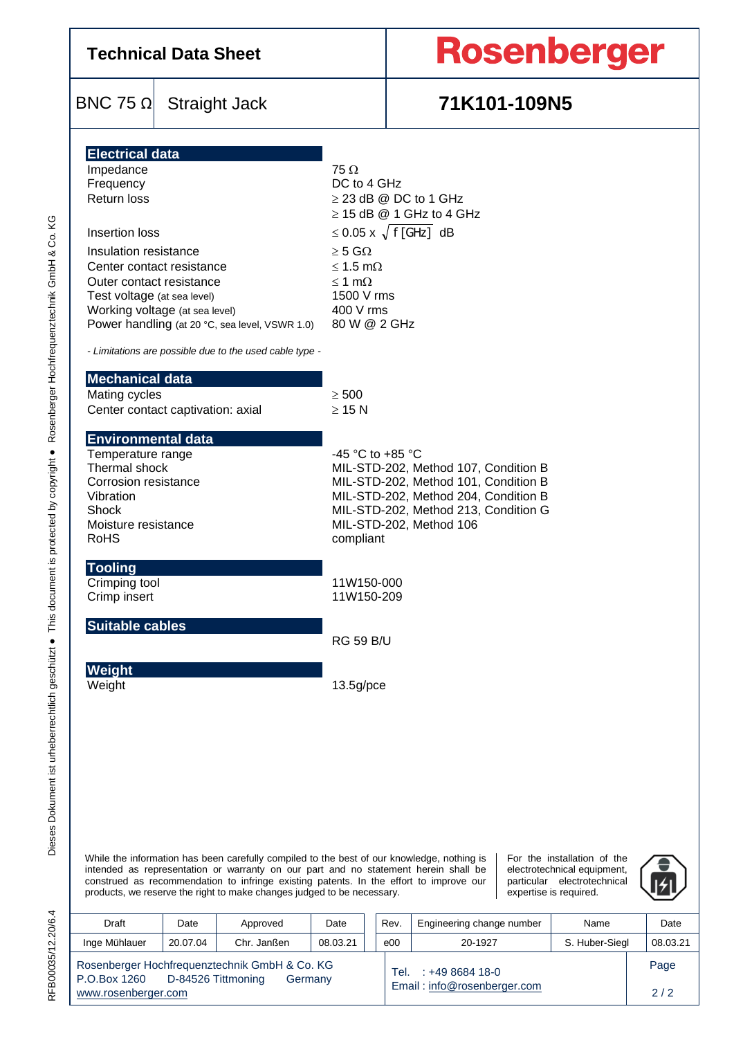# Technical Data Sheet

**Rosenberger**

| BNC 75 Ω | Straight Jack | 71K101-109N5 |
|---|---|---|

## Electrical data

| | |
|---|---|
| Impedance | 75 Ω |
| Frequency | DC to 4 GHz |
| Return loss | ≥ 23 dB @ DC to 1 GHz<br>≥ 15 dB @ 1 GHz to 4 GHz |
| Insertion loss | $\leq 0.05 \times \sqrt{f\,[\mathrm{GHz}]}$ dB |
| Insulation resistance | ≥ 5 GΩ |
| Center contact resistance | ≤ 1.5 mΩ |
| Outer contact resistance | ≤ 1 mΩ |
| Test voltage (at sea level) | 1500 V rms |
| Working voltage (at sea level) | 400 V rms |
| Power handling (at 20 °C, sea level, VSWR 1.0) | 80 W @ 2 GHz |

*- Limitations are possible due to the used cable type -*

## Mechanical data

| | |
|---|---|
| Mating cycles | ≥ 500 |
| Center contact captivation: axial | ≥ 15 N |

## Environmental data

| | |
|---|---|
| Temperature range | -45 °C to +85 °C |
| Thermal shock | MIL-STD-202, Method 107, Condition B |
| Corrosion resistance | MIL-STD-202, Method 101, Condition B |
| Vibration | MIL-STD-202, Method 204, Condition B |
| Shock | MIL-STD-202, Method 213, Condition G |
| Moisture resistance | MIL-STD-202, Method 106 |
| RoHS | compliant |

## Tooling

| | |
|---|---|
| Crimping tool | 11W150-000 |
| Crimp insert | 11W150-209 |

## Suitable cables

RG 59 B/U

## Weight

| | |
|---|---|
| Weight | 13.5g/pce |

While the information has been carefully compiled to the best of our knowledge, nothing is intended as representation or warranty on our part and no statement herein shall be construed as recommendation to infringe existing patents. In the effort to improve our products, we reserve the right to make changes judged to be necessary.

For the installation of the electrotechnical equipment, particular electrotechnical expertise is required.

| Draft | Date | Approved | Date | Rev. | Engineering change number | Name | Date |
|---|---|---|---|---|---|---|---|
| Inge Mühlauer | 20.07.04 | Chr. Janßen | 08.03.21 | e00 | 20-1927 | S. Huber-Siegl | 08.03.21 |

Rosenberger Hochfrequenztechnik GmbH & Co. KG
P.O.Box 1260 D-84526 Tittmoning Germany
www.rosenberger.com

Tel. : +49 8684 18-0
Email : info@rosenberger.com

Dieses Dokument ist urheberrechtlich geschützt ● This document is protected by copyright ● Rosenberger Hochfrequenztechnik GmbH & Co. KG

RFB00035/12.20/6.4